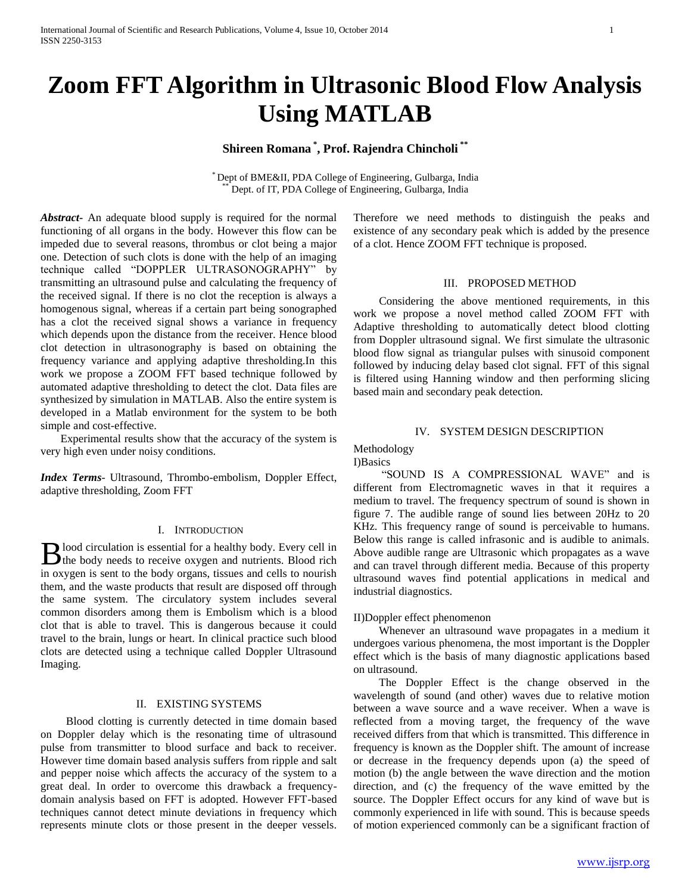# Zoom FFT Algorithm in Ultrasonic Blood Flow Analysis Using MATLAB

**Shireen Romana [*], Prof. Rajendra Chincholi [**]**

[*] Dept of BME&II, PDA College of Engineering, Gulbarga, India
[**] Dept. of IT, PDA College of Engineering, Gulbarga, India

***Abstract-*** An adequate blood supply is required for the normal functioning of all organs in the body. However this flow can be impeded due to several reasons, thrombus or clot being a major one. Detection of such clots is done with the help of an imaging technique called "DOPPLER ULTRASONOGRAPHY" by transmitting an ultrasound pulse and calculating the frequency of the received signal. If there is no clot the reception is always a homogenous signal, whereas if a certain part being sonographed has a clot the received signal shows a variance in frequency which depends upon the distance from the receiver. Hence blood clot detection in ultrasonography is based on obtaining the frequency variance and applying adaptive thresholding.In this work we propose a ZOOM FFT based technique followed by automated adaptive thresholding to detect the clot. Data files are synthesized by simulation in MATLAB. Also the entire system is developed in a Matlab environment for the system to be both simple and cost-effective.

Experimental results show that the accuracy of the system is very high even under noisy conditions.

***Index Terms-*** Ultrasound, Thrombo-embolism, Doppler Effect, adaptive thresholding, Zoom FFT

## I. Introduction

Blood circulation is essential for a healthy body. Every cell in the body needs to receive oxygen and nutrients. Blood rich in oxygen is sent to the body organs, tissues and cells to nourish them, and the waste products that result are disposed off through the same system. The circulatory system includes several common disorders among them is Embolism which is a blood clot that is able to travel. This is dangerous because it could travel to the brain, lungs or heart. In clinical practice such blood clots are detected using a technique called Doppler Ultrasound Imaging.

## II. Existing Systems

Blood clotting is currently detected in time domain based on Doppler delay which is the resonating time of ultrasound pulse from transmitter to blood surface and back to receiver. However time domain based analysis suffers from ripple and salt and pepper noise which affects the accuracy of the system to a great deal. In order to overcome this drawback a frequency-domain analysis based on FFT is adopted. However FFT-based techniques cannot detect minute deviations in frequency which represents minute clots or those present in the deeper vessels. Therefore we need methods to distinguish the peaks and existence of any secondary peak which is added by the presence of a clot. Hence ZOOM FFT technique is proposed.

## III. Proposed Method

Considering the above mentioned requirements, in this work we propose a novel method called ZOOM FFT with Adaptive thresholding to automatically detect blood clotting from Doppler ultrasound signal. We first simulate the ultrasonic blood flow signal as triangular pulses with sinusoid component followed by inducing delay based clot signal. FFT of this signal is filtered using Hanning window and then performing slicing based main and secondary peak detection.

## IV. System Design Description

Methodology

I)Basics

"SOUND IS A COMPRESSIONAL WAVE" and is different from Electromagnetic waves in that it requires a medium to travel. The frequency spectrum of sound is shown in figure 7. The audible range of sound lies between 20Hz to 20 KHz. This frequency range of sound is perceivable to humans. Below this range is called infrasonic and is audible to animals. Above audible range are Ultrasonic which propagates as a wave and can travel through different media. Because of this property ultrasound waves find potential applications in medical and industrial diagnostics.

II)Doppler effect phenomenon

Whenever an ultrasound wave propagates in a medium it undergoes various phenomena, the most important is the Doppler effect which is the basis of many diagnostic applications based on ultrasound.

The Doppler Effect is the change observed in the wavelength of sound (and other) waves due to relative motion between a wave source and a wave receiver. When a wave is reflected from a moving target, the frequency of the wave received differs from that which is transmitted. This difference in frequency is known as the Doppler shift. The amount of increase or decrease in the frequency depends upon (a) the speed of motion (b) the angle between the wave direction and the motion direction, and (c) the frequency of the wave emitted by the source. The Doppler Effect occurs for any kind of wave but is commonly experienced in life with sound. This is because speeds of motion experienced commonly can be a significant fraction of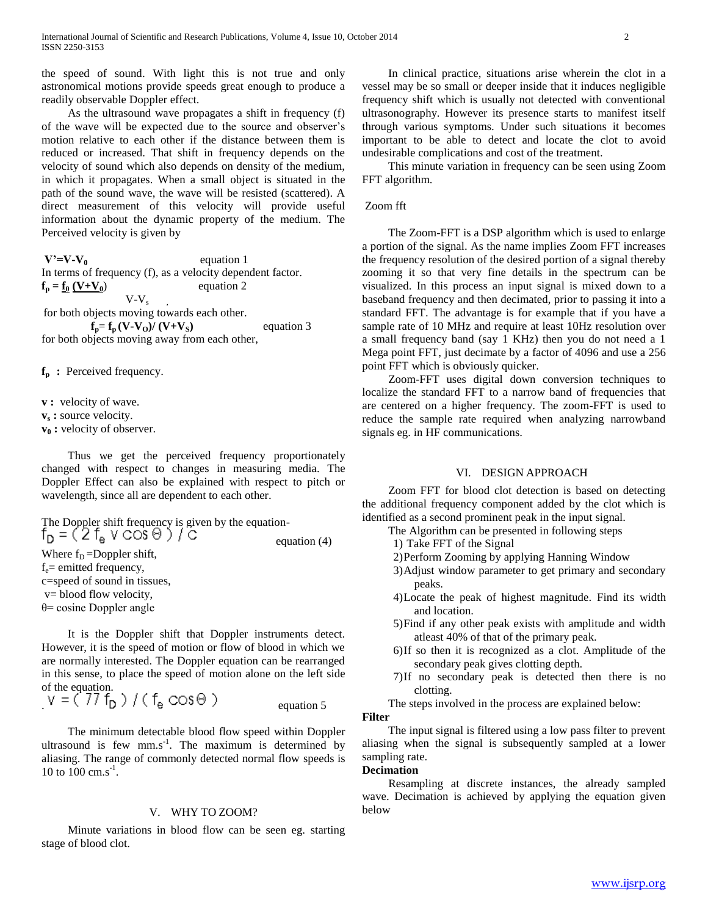the speed of sound. With light this is not true and only astronomical motions provide speeds great enough to produce a readily observable Doppler effect.

As the ultrasound wave propagates a shift in frequency (f) of the wave will be expected due to the source and observer's motion relative to each other if the distance between them is reduced or increased. That shift in frequency depends on the velocity of sound which also depends on density of the medium, in which it propagates. When a small object is situated in the path of the sound wave, the wave will be resisted (scattered). A direct measurement of this velocity will provide useful information about the dynamic property of the medium. The Perceived velocity is given by

$$V' = V - V_0 \quad \text{equation 1}$$

In terms of frequency (f), as a velocity dependent factor.

$$f_p = f_0 \frac{(V+V_0)}{V-V_s} \quad \text{equation 2}$$

for both objects moving towards each other.

$$f_p = f_p (V-V_O)/(V+V_S) \quad \text{equation 3}$$

for both objects moving away from each other,

$f_p$ : Perceived frequency.

$v$ : velocity of wave.
$v_s$ : source velocity.
$v_0$ : velocity of observer.

Thus we get the perceived frequency proportionately changed with respect to changes in measuring media. The Doppler Effect can also be explained with respect to pitch or wavelength, since all are dependent to each other.

The Doppler shift frequency is given by the equation-

$$f_D = (2 f_e v \cos\Theta) / c \quad \text{equation (4)}$$

Where $f_D$ =Doppler shift,
$f_e$= emitted frequency,
c=speed of sound in tissues,
v= blood flow velocity,
θ= cosine Doppler angle

It is the Doppler shift that Doppler instruments detect. However, it is the speed of motion or flow of blood in which we are normally interested. The Doppler equation can be rearranged in this sense, to place the speed of motion alone on the left side of the equation.

$$V = (77 f_D) / (f_e \cos\Theta) \quad \text{equation 5}$$

The minimum detectable blood flow speed within Doppler ultrasound is few $mm.s^{-1}$. The maximum is determined by aliasing. The range of commonly detected normal flow speeds is 10 to 100 $cm.s^{-1}$.

## V. WHY TO ZOOM?

Minute variations in blood flow can be seen eg. starting stage of blood clot.

In clinical practice, situations arise wherein the clot in a vessel may be so small or deeper inside that it induces negligible frequency shift which is usually not detected with conventional ultrasonography. However its presence starts to manifest itself through various symptoms. Under such situations it becomes important to be able to detect and locate the clot to avoid undesirable complications and cost of the treatment.

This minute variation in frequency can be seen using Zoom FFT algorithm.

### Zoom fft

The Zoom-FFT is a DSP algorithm which is used to enlarge a portion of the signal. As the name implies Zoom FFT increases the frequency resolution of the desired portion of a signal thereby zooming it so that very fine details in the spectrum can be visualized. In this process an input signal is mixed down to a baseband frequency and then decimated, prior to passing it into a standard FFT. The advantage is for example that if you have a sample rate of 10 MHz and require at least 10Hz resolution over a small frequency band (say 1 KHz) then you do not need a 1 Mega point FFT, just decimate by a factor of 4096 and use a 256 point FFT which is obviously quicker.

Zoom-FFT uses digital down conversion techniques to localize the standard FFT to a narrow band of frequencies that are centered on a higher frequency. The zoom-FFT is used to reduce the sample rate required when analyzing narrowband signals eg. in HF communications.

## VI. DESIGN APPROACH

Zoom FFT for blood clot detection is based on detecting the additional frequency component added by the clot which is identified as a second prominent peak in the input signal.

The Algorithm can be presented in following steps

1) Take FFT of the Signal
2) Perform Zooming by applying Hanning Window
3) Adjust window parameter to get primary and secondary peaks.
4) Locate the peak of highest magnitude. Find its width and location.
5) Find if any other peak exists with amplitude and width atleast 40% of that of the primary peak.
6) If so then it is recognized as a clot. Amplitude of the secondary peak gives clotting depth.
7) If no secondary peak is detected then there is no clotting.

The steps involved in the process are explained below:

**Filter**

The input signal is filtered using a low pass filter to prevent aliasing when the signal is subsequently sampled at a lower sampling rate.

**Decimation**

Resampling at discrete instances, the already sampled wave. Decimation is achieved by applying the equation given below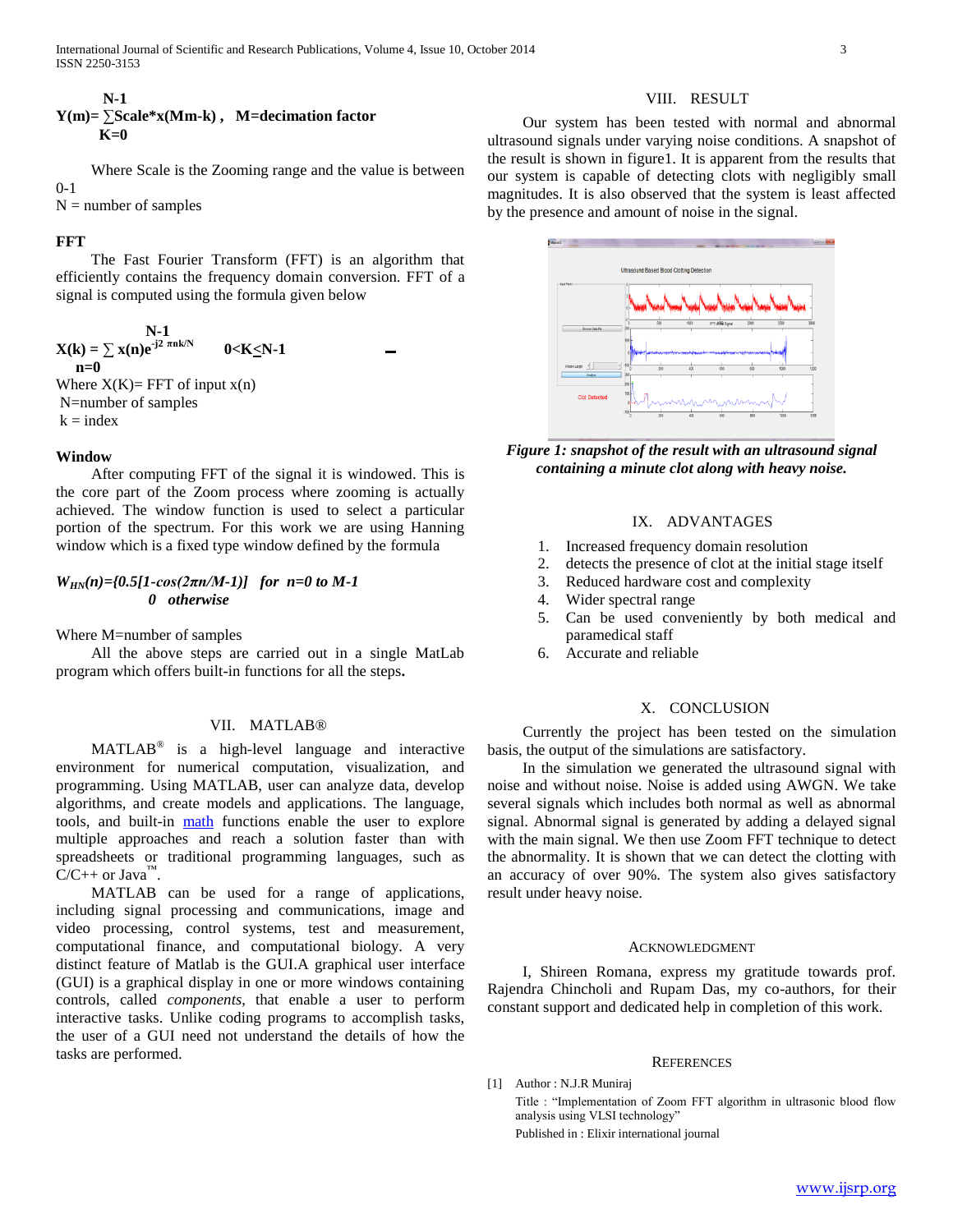$$Y(m)=\sum_{K=0}^{N-1} Scale*x(Mm-k)\,,\quad M=\text{decimation factor}$$

Where Scale is the Zooming range and the value is between 0-1

N = number of samples

### FFT

The Fast Fourier Transform (FFT) is an algorithm that efficiently contains the frequency domain conversion. FFT of a signal is computed using the formula given below

$$X(k) = \sum_{n=0}^{N-1} x(n)e^{-j2\pi nk/N} \qquad 0<K\leq N-1$$

Where X(K)= FFT of input x(n)

N=number of samples

k = index

### Window

After computing FFT of the signal it is windowed. This is the core part of the Zoom process where zooming is actually achieved. The window function is used to select a particular portion of the spectrum. For this work we are using Hanning window which is a fixed type window defined by the formula

$$W_{HN}(n)=\begin{cases}0.5[1-\cos(2\pi n/M-1)] & \text{for } n=0 \text{ to } M-1\\ 0 & \text{otherwise}\end{cases}$$

Where M=number of samples

All the above steps are carried out in a single MatLab program which offers built-in functions for all the steps**.**

## VII. MATLAB®

MATLAB® is a high-level language and interactive environment for numerical computation, visualization, and programming. Using MATLAB, user can analyze data, develop algorithms, and create models and applications. The language, tools, and built-in math functions enable the user to explore multiple approaches and reach a solution faster than with spreadsheets or traditional programming languages, such as C/C++ or Java™.

MATLAB can be used for a range of applications, including signal processing and communications, image and video processing, control systems, test and measurement, computational finance, and computational biology. A very distinct feature of Matlab is the GUI.A graphical user interface (GUI) is a graphical display in one or more windows containing controls, called *components*, that enable a user to perform interactive tasks. Unlike coding programs to accomplish tasks, the user of a GUI need not understand the details of how the tasks are performed.

## VIII. RESULT

Our system has been tested with normal and abnormal ultrasound signals under varying noise conditions. A snapshot of the result is shown in figure1. It is apparent from the results that our system is capable of detecting clots with negligibly small magnitudes. It is also observed that the system is least affected by the presence and amount of noise in the signal.

***Figure 1: snapshot of the result with an ultrasound signal containing a minute clot along with heavy noise.***

## IX. ADVANTAGES

1. Increased frequency domain resolution
2. detects the presence of clot at the initial stage itself
3. Reduced hardware cost and complexity
4. Wider spectral range
5. Can be used conveniently by both medical and paramedical staff
6. Accurate and reliable

## X. CONCLUSION

Currently the project has been tested on the simulation basis, the output of the simulations are satisfactory.

In the simulation we generated the ultrasound signal with noise and without noise. Noise is added using AWGN. We take several signals which includes both normal as well as abnormal signal. Abnormal signal is generated by adding a delayed signal with the main signal. We then use Zoom FFT technique to detect the abnormality. It is shown that we can detect the clotting with an accuracy of over 90%. The system also gives satisfactory result under heavy noise.

## ACKNOWLEDGMENT

I, Shireen Romana, express my gratitude towards prof. Rajendra Chincholi and Rupam Das, my co-authors, for their constant support and dedicated help in completion of this work.

## REFERENCES

[1] Author : N.J.R Muniraj
Title : "Implementation of Zoom FFT algorithm in ultrasonic blood flow analysis using VLSI technology"
Published in : Elixir international journal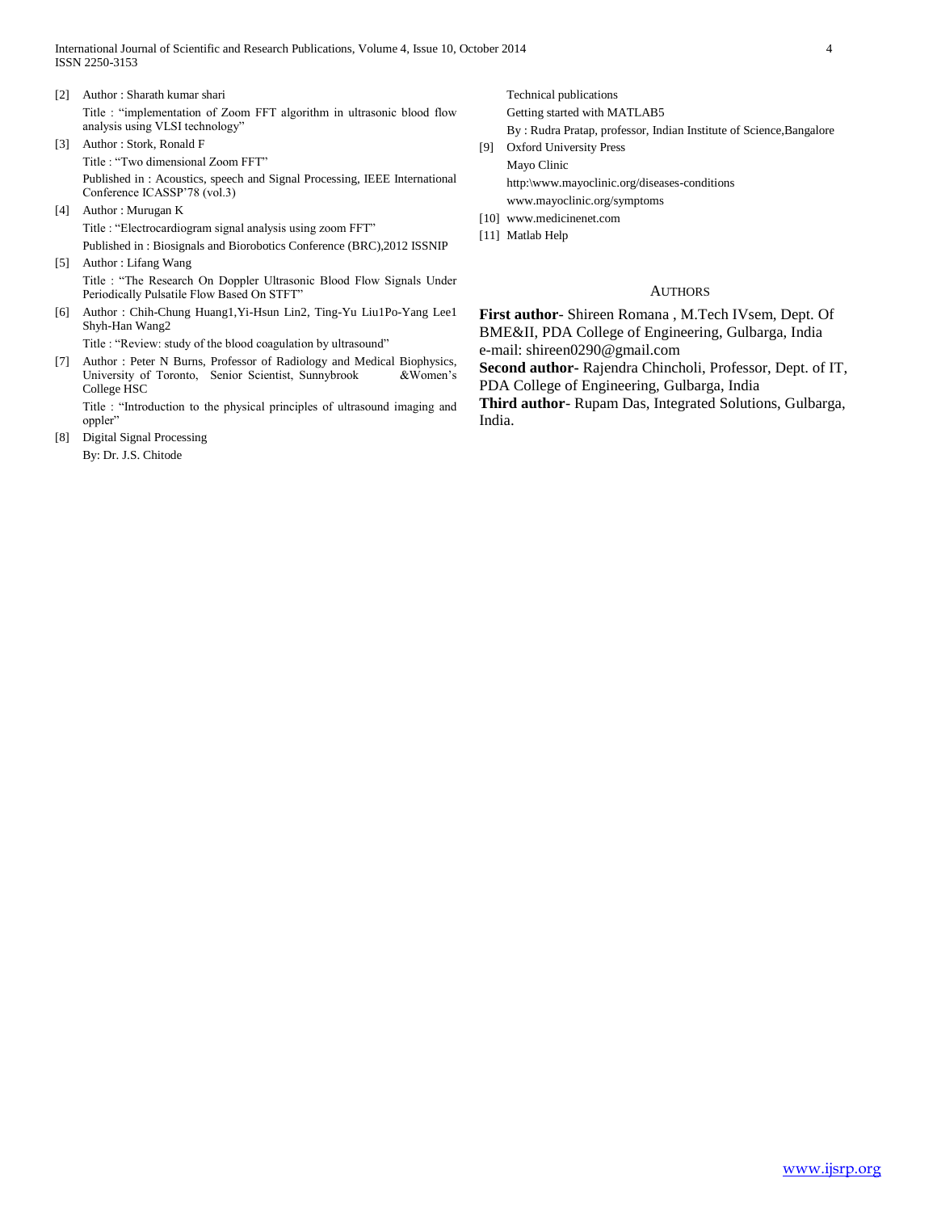[2] Author : Sharath kumar shari

Title : "implementation of Zoom FFT algorithm in ultrasonic blood flow analysis using VLSI technology"

[3] Author : Stork, Ronald F

Title : "Two dimensional Zoom FFT"

Published in : Acoustics, speech and Signal Processing, IEEE International Conference ICASSP'78 (vol.3)

[4] Author : Murugan K

Title : "Electrocardiogram signal analysis using zoom FFT"

Published in : Biosignals and Biorobotics Conference (BRC),2012 ISSNIP

[5] Author : Lifang Wang

Title : "The Research On Doppler Ultrasonic Blood Flow Signals Under Periodically Pulsatile Flow Based On STFT"

[6] Author : Chih-Chung Huang1,Yi-Hsun Lin2, Ting-Yu Liu1Po-Yang Lee1 Shyh-Han Wang2

Title : "Review: study of the blood coagulation by ultrasound"

[7] Author : Peter N Burns, Professor of Radiology and Medical Biophysics, University of Toronto, Senior Scientist, Sunnybrook &Women's College HSC

Title : "Introduction to the physical principles of ultrasound imaging and oppler"

[8] Digital Signal Processing

By: Dr. J.S. Chitode

Technical publications

Getting started with MATLAB5

By : Rudra Pratap, professor, Indian Institute of Science,Bangalore

[9] Oxford University Press

Mayo Clinic

http:\www.mayoclinic.org/diseases-conditions

www.mayoclinic.org/symptoms

[10] www.medicinenet.com

[11] Matlab Help

## AUTHORS

**First author**- Shireen Romana , M.Tech IVsem, Dept. Of BME&II, PDA College of Engineering, Gulbarga, India e-mail: shireen0290@gmail.com

**Second author-** Rajendra Chincholi, Professor, Dept. of IT, PDA College of Engineering, Gulbarga, India

**Third author**- Rupam Das, Integrated Solutions, Gulbarga, India.